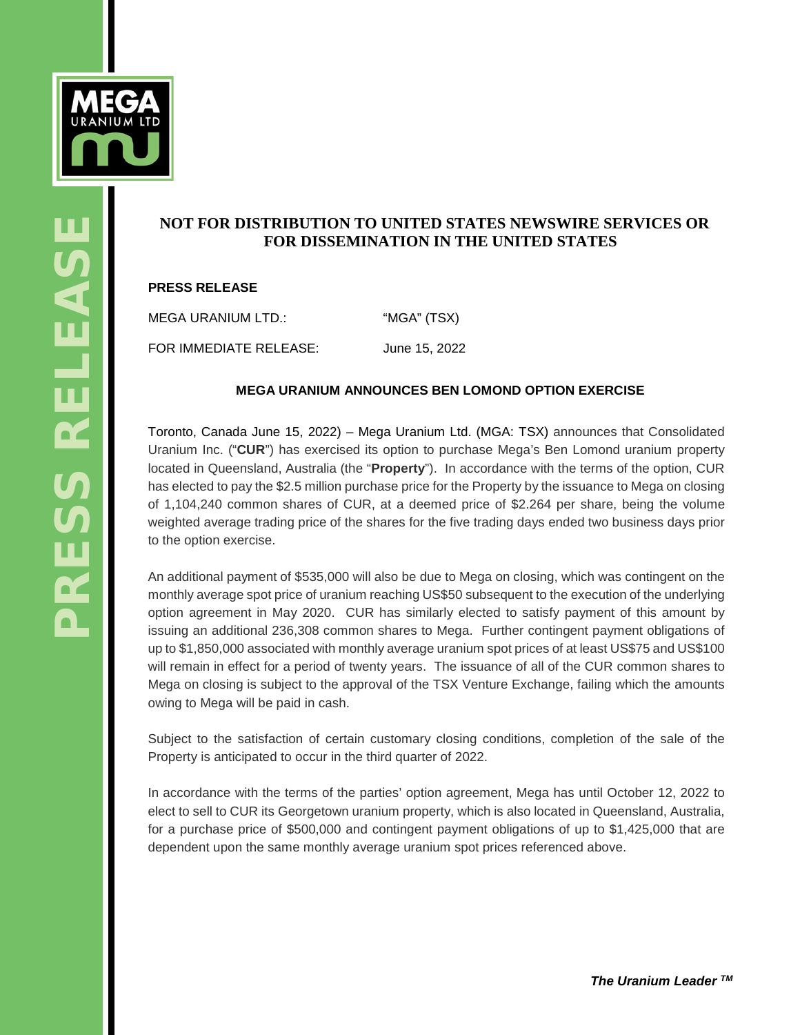**NOT FOR DISTRIBUTION TO UNITED STATES NEWSWIRE SERVICES OR FOR DISSEMINATION IN THE UNITED STATES**

**PRESS RELEASE**

MEGA URANIUM LTD.: "MGA" (TSX)

FOR IMMEDIATE RELEASE: June 15, 2022

## MEGA URANIUM ANNOUNCES BEN LOMOND OPTION EXERCISE

Toronto, Canada June 15, 2022) – Mega Uranium Ltd. (MGA: TSX) announces that Consolidated Uranium Inc. ("**CUR**") has exercised its option to purchase Mega's Ben Lomond uranium property located in Queensland, Australia (the "**Property**"). In accordance with the terms of the option, CUR has elected to pay the $2.5 million purchase price for the Property by the issuance to Mega on closing of 1,104,240 common shares of CUR, at a deemed price of $2.264 per share, being the volume weighted average trading price of the shares for the five trading days ended two business days prior to the option exercise.

An additional payment of $535,000 will also be due to Mega on closing, which was contingent on the monthly average spot price of uranium reaching US$50 subsequent to the execution of the underlying option agreement in May 2020. CUR has similarly elected to satisfy payment of this amount by issuing an additional 236,308 common shares to Mega. Further contingent payment obligations of up to $1,850,000 associated with monthly average uranium spot prices of at least US$75 and US$100 will remain in effect for a period of twenty years. The issuance of all of the CUR common shares to Mega on closing is subject to the approval of the TSX Venture Exchange, failing which the amounts owing to Mega will be paid in cash.

Subject to the satisfaction of certain customary closing conditions, completion of the sale of the Property is anticipated to occur in the third quarter of 2022.

In accordance with the terms of the parties' option agreement, Mega has until October 12, 2022 to elect to sell to CUR its Georgetown uranium property, which is also located in Queensland, Australia, for a purchase price of $500,000 and contingent payment obligations of up to $1,425,000 that are dependent upon the same monthly average uranium spot prices referenced above.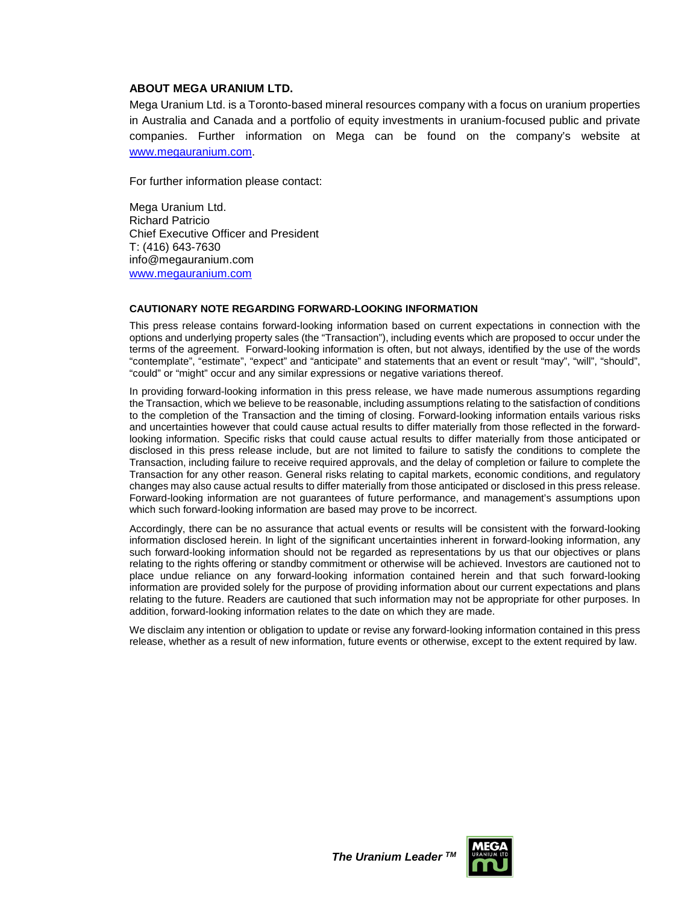## ABOUT MEGA URANIUM LTD.

Mega Uranium Ltd. is a Toronto-based mineral resources company with a focus on uranium properties in Australia and Canada and a portfolio of equity investments in uranium-focused public and private companies. Further information on Mega can be found on the company's website at [www.megauranium.com](http://www.megauranium.com).

For further information please contact:

Mega Uranium Ltd.
Richard Patricio
Chief Executive Officer and President
T: (416) 643-7630
info@megauranium.com
[www.megauranium.com](http://www.megauranium.com)

### CAUTIONARY NOTE REGARDING FORWARD-LOOKING INFORMATION

This press release contains forward-looking information based on current expectations in connection with the options and underlying property sales (the "Transaction"), including events which are proposed to occur under the terms of the agreement. Forward-looking information is often, but not always, identified by the use of the words "contemplate", "estimate", "expect" and "anticipate" and statements that an event or result "may", "will", "should", "could" or "might" occur and any similar expressions or negative variations thereof.

In providing forward-looking information in this press release, we have made numerous assumptions regarding the Transaction, which we believe to be reasonable, including assumptions relating to the satisfaction of conditions to the completion of the Transaction and the timing of closing. Forward-looking information entails various risks and uncertainties however that could cause actual results to differ materially from those reflected in the forward-looking information. Specific risks that could cause actual results to differ materially from those anticipated or disclosed in this press release include, but are not limited to failure to satisfy the conditions to complete the Transaction, including failure to receive required approvals, and the delay of completion or failure to complete the Transaction for any other reason. General risks relating to capital markets, economic conditions, and regulatory changes may also cause actual results to differ materially from those anticipated or disclosed in this press release. Forward-looking information are not guarantees of future performance, and management's assumptions upon which such forward-looking information are based may prove to be incorrect.

Accordingly, there can be no assurance that actual events or results will be consistent with the forward-looking information disclosed herein. In light of the significant uncertainties inherent in forward-looking information, any such forward-looking information should not be regarded as representations by us that our objectives or plans relating to the rights offering or standby commitment or otherwise will be achieved. Investors are cautioned not to place undue reliance on any forward-looking information contained herein and that such forward-looking information are provided solely for the purpose of providing information about our current expectations and plans relating to the future. Readers are cautioned that such information may not be appropriate for other purposes. In addition, forward-looking information relates to the date on which they are made.

We disclaim any intention or obligation to update or revise any forward-looking information contained in this press release, whether as a result of new information, future events or otherwise, except to the extent required by law.